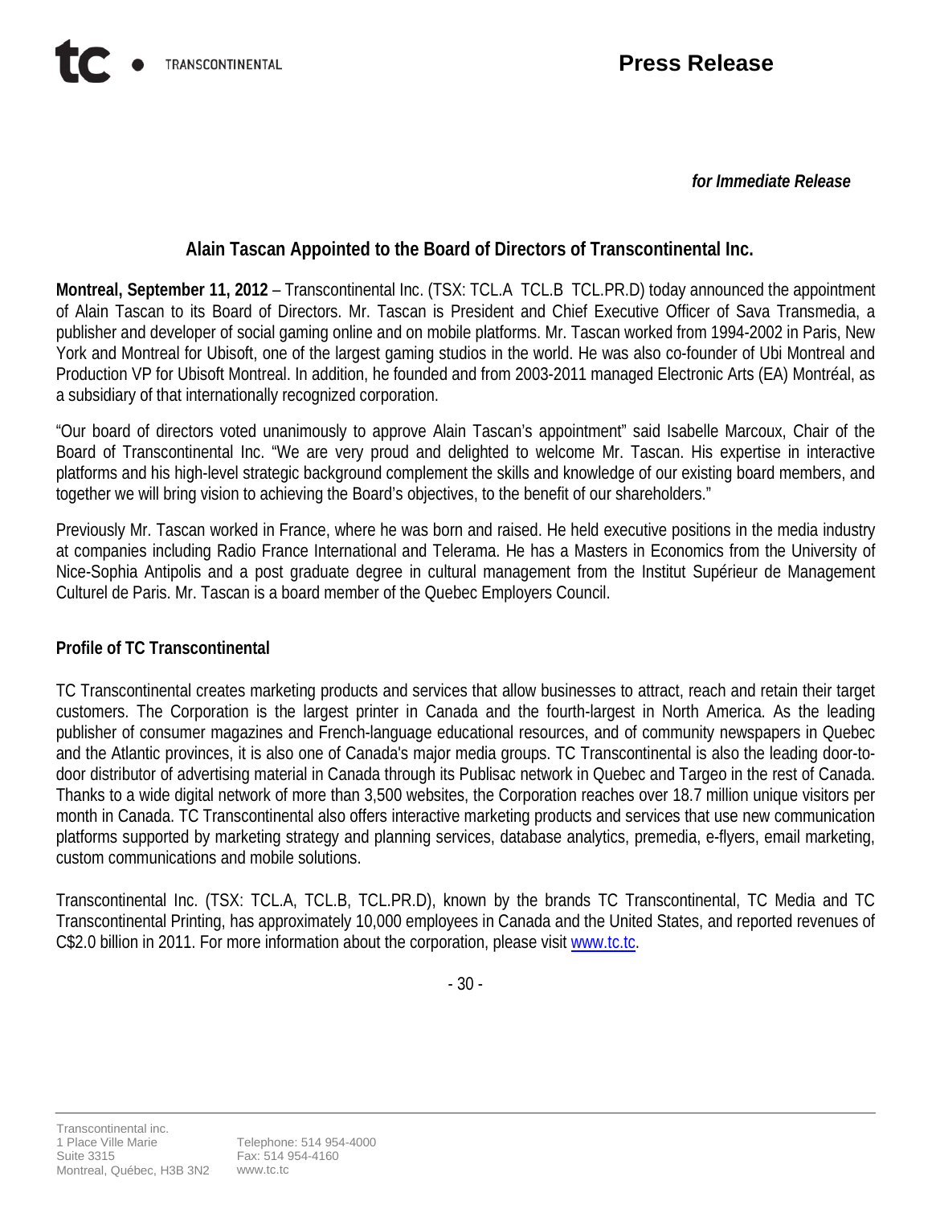TRANSCONTINENTAL

**Press Release**

***for Immediate Release***

## Alain Tascan Appointed to the Board of Directors of Transcontinental Inc.

**Montreal, September 11, 2012** – Transcontinental Inc. (TSX: TCL.A TCL.B TCL.PR.D) today announced the appointment of Alain Tascan to its Board of Directors. Mr. Tascan is President and Chief Executive Officer of Sava Transmedia, a publisher and developer of social gaming online and on mobile platforms. Mr. Tascan worked from 1994-2002 in Paris, New York and Montreal for Ubisoft, one of the largest gaming studios in the world. He was also co-founder of Ubi Montreal and Production VP for Ubisoft Montreal. In addition, he founded and from 2003-2011 managed Electronic Arts (EA) Montréal, as a subsidiary of that internationally recognized corporation.

"Our board of directors voted unanimously to approve Alain Tascan's appointment" said Isabelle Marcoux, Chair of the Board of Transcontinental Inc. "We are very proud and delighted to welcome Mr. Tascan. His expertise in interactive platforms and his high-level strategic background complement the skills and knowledge of our existing board members, and together we will bring vision to achieving the Board's objectives, to the benefit of our shareholders."

Previously Mr. Tascan worked in France, where he was born and raised. He held executive positions in the media industry at companies including Radio France International and Telerama. He has a Masters in Economics from the University of Nice-Sophia Antipolis and a post graduate degree in cultural management from the Institut Supérieur de Management Culturel de Paris. Mr. Tascan is a board member of the Quebec Employers Council.

### Profile of TC Transcontinental

TC Transcontinental creates marketing products and services that allow businesses to attract, reach and retain their target customers. The Corporation is the largest printer in Canada and the fourth-largest in North America. As the leading publisher of consumer magazines and French-language educational resources, and of community newspapers in Quebec and the Atlantic provinces, it is also one of Canada's major media groups. TC Transcontinental is also the leading door-to-door distributor of advertising material in Canada through its Publisac network in Quebec and Targeo in the rest of Canada. Thanks to a wide digital network of more than 3,500 websites, the Corporation reaches over 18.7 million unique visitors per month in Canada. TC Transcontinental also offers interactive marketing products and services that use new communication platforms supported by marketing strategy and planning services, database analytics, premedia, e-flyers, email marketing, custom communications and mobile solutions.

Transcontinental Inc. (TSX: TCL.A, TCL.B, TCL.PR.D), known by the brands TC Transcontinental, TC Media and TC Transcontinental Printing, has approximately 10,000 employees in Canada and the United States, and reported revenues of C$2.0 billion in 2011. For more information about the corporation, please visit www.tc.tc.

\- 30 -

Transcontinental inc.
1 Place Ville Marie
Suite 3315
Montreal, Québec, H3B 3N2

Telephone: 514 954-4000
Fax: 514 954-4160
www.tc.tc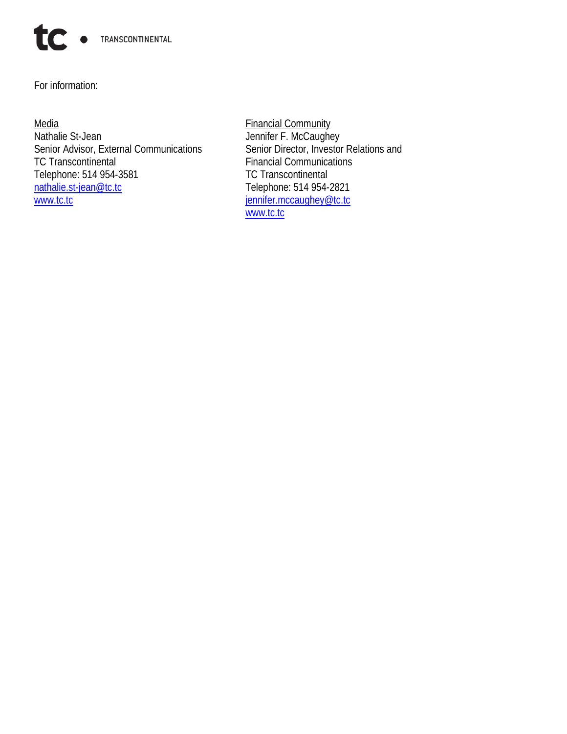For information:

Media
Nathalie St-Jean
Senior Advisor, External Communications
TC Transcontinental
Telephone: 514 954-3581
nathalie.st-jean@tc.tc
www.tc.tc

Financial Community
Jennifer F. McCaughey
Senior Director, Investor Relations and Financial Communications
TC Transcontinental
Telephone: 514 954-2821
jennifer.mccaughey@tc.tc
www.tc.tc